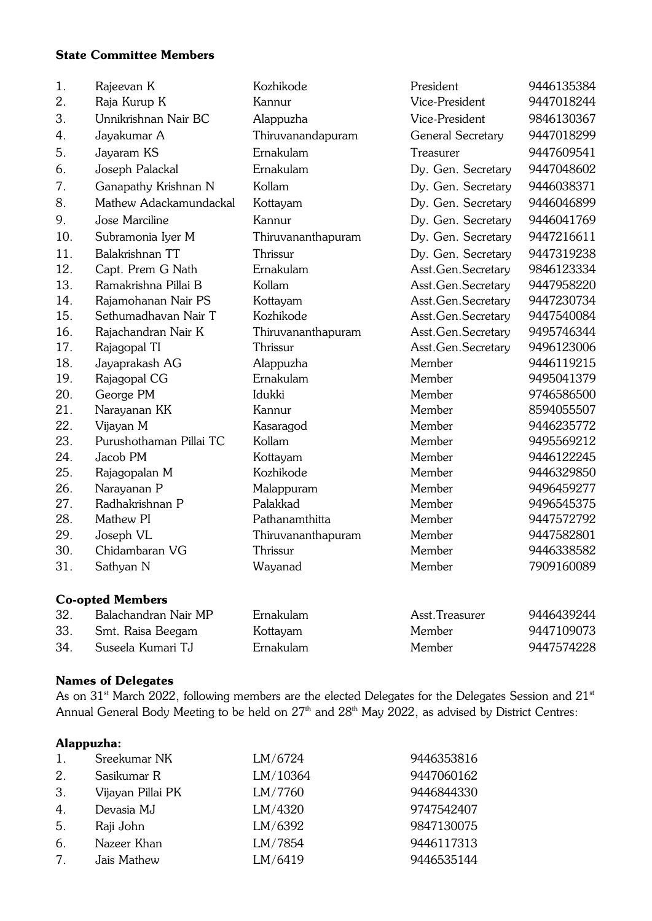**State Committee Members**

| | | | | |
|---|---|---|---|---|
| 1. | Rajeevan K | Kozhikode | President | 9446135384 |
| 2. | Raja Kurup K | Kannur | Vice-President | 9447018244 |
| 3. | Unnikrishnan Nair BC | Alappuzha | Vice-President | 9846130367 |
| 4. | Jayakumar A | Thiruvanandapuram | General Secretary | 9447018299 |
| 5. | Jayaram KS | Ernakulam | Treasurer | 9447609541 |
| 6. | Joseph Palackal | Ernakulam | Dy. Gen. Secretary | 9447048602 |
| 7. | Ganapathy Krishnan N | Kollam | Dy. Gen. Secretary | 9446038371 |
| 8. | Mathew Adackamundackal | Kottayam | Dy. Gen. Secretary | 9446046899 |
| 9. | Jose Marciline | Kannur | Dy. Gen. Secretary | 9446041769 |
| 10. | Subramonia Iyer M | Thiruvananthapuram | Dy. Gen. Secretary | 9447216611 |
| 11. | Balakrishnan TT | Thrissur | Dy. Gen. Secretary | 9447319238 |
| 12. | Capt. Prem G Nath | Ernakulam | Asst.Gen.Secretary | 9846123334 |
| 13. | Ramakrishna Pillai B | Kollam | Asst.Gen.Secretary | 9447958220 |
| 14. | Rajamohanan Nair PS | Kottayam | Asst.Gen.Secretary | 9447230734 |
| 15. | Sethumadhavan Nair T | Kozhikode | Asst.Gen.Secretary | 9447540084 |
| 16. | Rajachandran Nair K | Thiruvananthapuram | Asst.Gen.Secretary | 9495746344 |
| 17. | Rajagopal TI | Thrissur | Asst.Gen.Secretary | 9496123006 |
| 18. | Jayaprakash AG | Alappuzha | Member | 9446119215 |
| 19. | Rajagopal CG | Ernakulam | Member | 9495041379 |
| 20. | George PM | Idukki | Member | 9746586500 |
| 21. | Narayanan KK | Kannur | Member | 8594055507 |
| 22. | Vijayan M | Kasaragod | Member | 9446235772 |
| 23. | Purushothaman Pillai TC | Kollam | Member | 9495569212 |
| 24. | Jacob PM | Kottayam | Member | 9446122245 |
| 25. | Rajagopalan M | Kozhikode | Member | 9446329850 |
| 26. | Narayanan P | Malappuram | Member | 9496459277 |
| 27. | Radhakrishnan P | Palakkad | Member | 9496545375 |
| 28. | Mathew PI | Pathanamthitta | Member | 9447572792 |
| 29. | Joseph VL | Thiruvananthapuram | Member | 9447582801 |
| 30. | Chidambaran VG | Thrissur | Member | 9446338582 |
| 31. | Sathyan N | Wayanad | Member | 7909160089 |

**Co-opted Members**

| | | | | |
|---|---|---|---|---|
| 32. | Balachandran Nair MP | Ernakulam | Asst.Treasurer | 9446439244 |
| 33. | Smt. Raisa Beegam | Kottayam | Member | 9447109073 |
| 34. | Suseela Kumari TJ | Ernakulam | Member | 9447574228 |

**Names of Delegates**

As on 31st March 2022, following members are the elected Delegates for the Delegates Session and 21st Annual General Body Meeting to be held on 27th and 28th May 2022, as advised by District Centres:

**Alappuzha:**

| | | | |
|---|---|---|---|
| 1. | Sreekumar NK | LM/6724 | 9446353816 |
| 2. | Sasikumar R | LM/10364 | 9447060162 |
| 3. | Vijayan Pillai PK | LM/7760 | 9446844330 |
| 4. | Devasia MJ | LM/4320 | 9747542407 |
| 5. | Raji John | LM/6392 | 9847130075 |
| 6. | Nazeer Khan | LM/7854 | 9446117313 |
| 7. | Jais Mathew | LM/6419 | 9446535144 |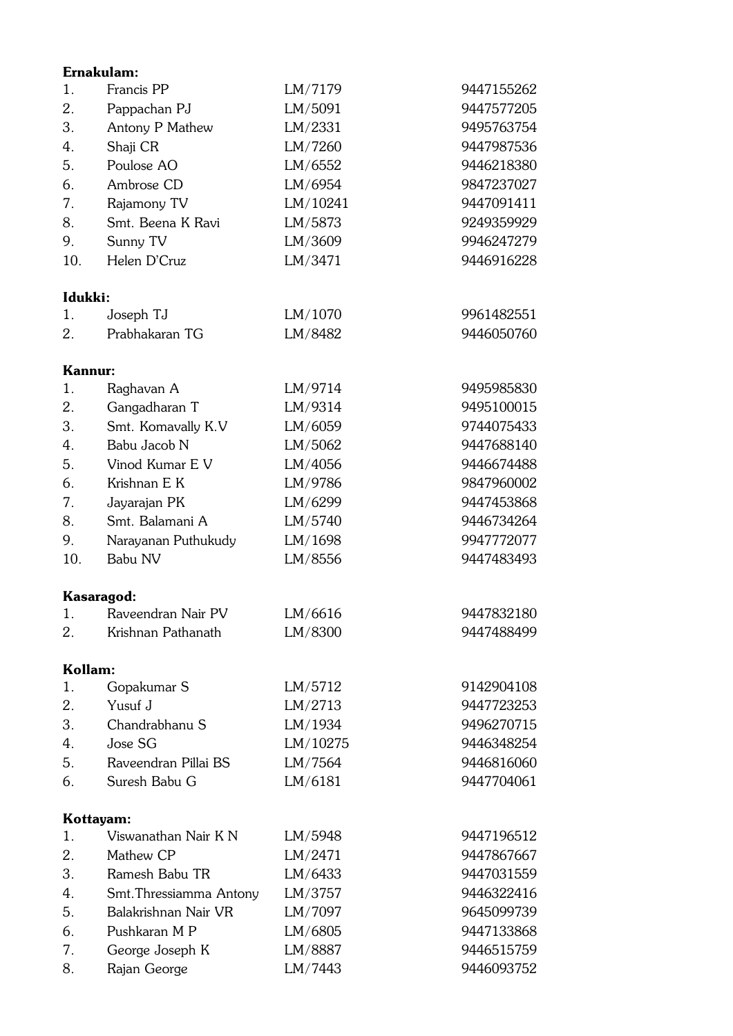**Ernakulam:**

| | | | |
|---|---|---|---|
| 1. | Francis PP | LM/7179 | 9447155262 |
| 2. | Pappachan PJ | LM/5091 | 9447577205 |
| 3. | Antony P Mathew | LM/2331 | 9495763754 |
| 4. | Shaji CR | LM/7260 | 9447987536 |
| 5. | Poulose AO | LM/6552 | 9446218380 |
| 6. | Ambrose CD | LM/6954 | 9847237027 |
| 7. | Rajamony TV | LM/10241 | 9447091411 |
| 8. | Smt. Beena K Ravi | LM/5873 | 9249359929 |
| 9. | Sunny TV | LM/3609 | 9946247279 |
| 10. | Helen D'Cruz | LM/3471 | 9446916228 |

**Idukki:**

| | | | |
|---|---|---|---|
| 1. | Joseph TJ | LM/1070 | 9961482551 |
| 2. | Prabhakaran TG | LM/8482 | 9446050760 |

**Kannur:**

| | | | |
|---|---|---|---|
| 1. | Raghavan A | LM/9714 | 9495985830 |
| 2. | Gangadharan T | LM/9314 | 9495100015 |
| 3. | Smt. Komavally K.V | LM/6059 | 9744075433 |
| 4. | Babu Jacob N | LM/5062 | 9447688140 |
| 5. | Vinod Kumar E V | LM/4056 | 9446674488 |
| 6. | Krishnan E K | LM/9786 | 9847960002 |
| 7. | Jayarajan PK | LM/6299 | 9447453868 |
| 8. | Smt. Balamani A | LM/5740 | 9446734264 |
| 9. | Narayanan Puthukudy | LM/1698 | 9947772077 |
| 10. | Babu NV | LM/8556 | 9447483493 |

**Kasaragod:**

| | | | |
|---|---|---|---|
| 1. | Raveendran Nair PV | LM/6616 | 9447832180 |
| 2. | Krishnan Pathanath | LM/8300 | 9447488499 |

**Kollam:**

| | | | |
|---|---|---|---|
| 1. | Gopakumar S | LM/5712 | 9142904108 |
| 2. | Yusuf J | LM/2713 | 9447723253 |
| 3. | Chandrabhanu S | LM/1934 | 9496270715 |
| 4. | Jose SG | LM/10275 | 9446348254 |
| 5. | Raveendran Pillai BS | LM/7564 | 9446816060 |
| 6. | Suresh Babu G | LM/6181 | 9447704061 |

**Kottayam:**

| | | | |
|---|---|---|---|
| 1. | Viswanathan Nair K N | LM/5948 | 9447196512 |
| 2. | Mathew CP | LM/2471 | 9447867667 |
| 3. | Ramesh Babu TR | LM/6433 | 9447031559 |
| 4. | Smt.Thressiamma Antony | LM/3757 | 9446322416 |
| 5. | Balakrishnan Nair VR | LM/7097 | 9645099739 |
| 6. | Pushkaran M P | LM/6805 | 9447133868 |
| 7. | George Joseph K | LM/8887 | 9446515759 |
| 8. | Rajan George | LM/7443 | 9446093752 |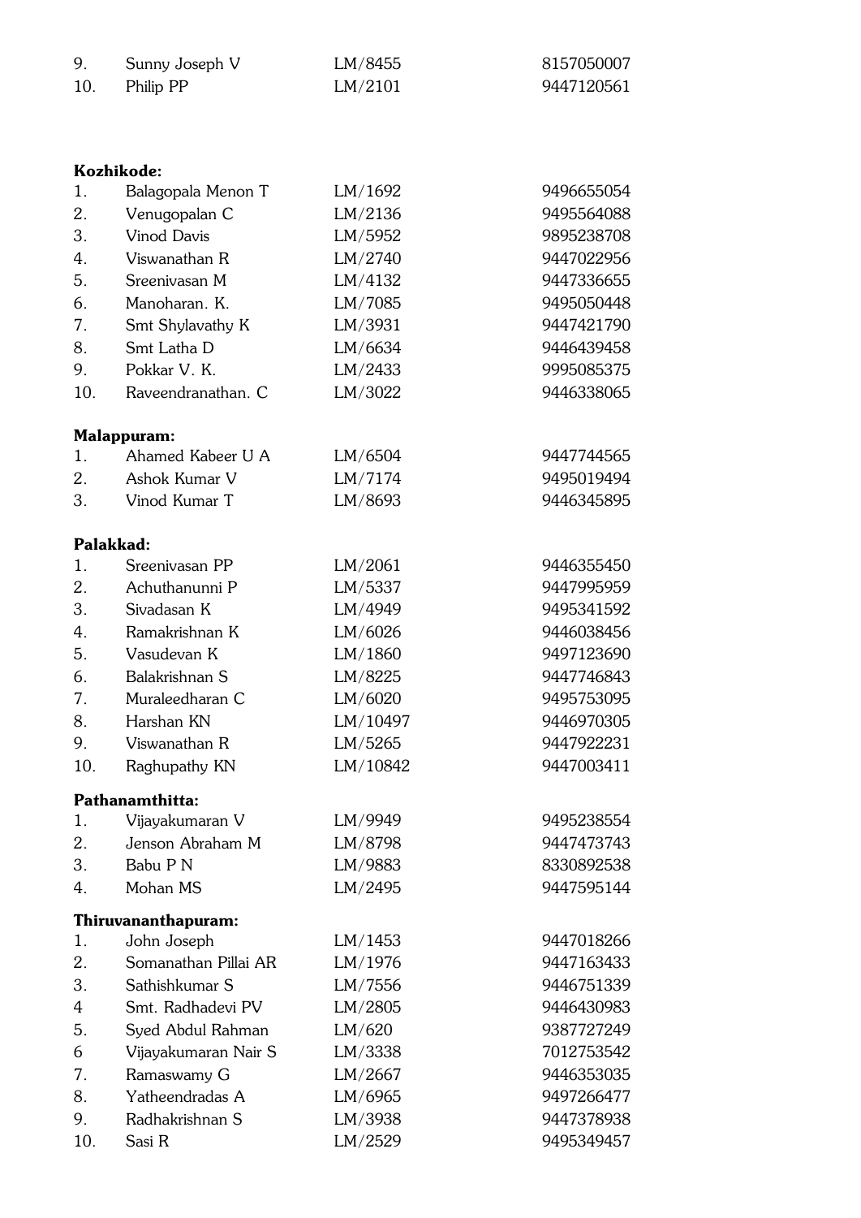| | | | |
|---|---|---|---|
| 9. | Sunny Joseph V | LM/8455 | 8157050007 |
| 10. | Philip PP | LM/2101 | 9447120561 |

**Kozhikode:**

| | | | |
|---|---|---|---|
| 1. | Balagopala Menon T | LM/1692 | 9496655054 |
| 2. | Venugopalan C | LM/2136 | 9495564088 |
| 3. | Vinod Davis | LM/5952 | 9895238708 |
| 4. | Viswanathan R | LM/2740 | 9447022956 |
| 5. | Sreenivasan M | LM/4132 | 9447336655 |
| 6. | Manoharan. K. | LM/7085 | 9495050448 |
| 7. | Smt Shylavathy K | LM/3931 | 9447421790 |
| 8. | Smt Latha D | LM/6634 | 9446439458 |
| 9. | Pokkar V. K. | LM/2433 | 9995085375 |
| 10. | Raveendranathan. C | LM/3022 | 9446338065 |

**Malappuram:**

| | | | |
|---|---|---|---|
| 1. | Ahamed Kabeer U A | LM/6504 | 9447744565 |
| 2. | Ashok Kumar V | LM/7174 | 9495019494 |
| 3. | Vinod Kumar T | LM/8693 | 9446345895 |

**Palakkad:**

| | | | |
|---|---|---|---|
| 1. | Sreenivasan PP | LM/2061 | 9446355450 |
| 2. | Achuthanunni P | LM/5337 | 9447995959 |
| 3. | Sivadasan K | LM/4949 | 9495341592 |
| 4. | Ramakrishnan K | LM/6026 | 9446038456 |
| 5. | Vasudevan K | LM/1860 | 9497123690 |
| 6. | Balakrishnan S | LM/8225 | 9447746843 |
| 7. | Muraleedharan C | LM/6020 | 9495753095 |
| 8. | Harshan KN | LM/10497 | 9446970305 |
| 9. | Viswanathan R | LM/5265 | 9447922231 |
| 10. | Raghupathy KN | LM/10842 | 9447003411 |

**Pathanamthitta:**

| | | | |
|---|---|---|---|
| 1. | Vijayakumaran V | LM/9949 | 9495238554 |
| 2. | Jenson Abraham M | LM/8798 | 9447473743 |
| 3. | Babu P N | LM/9883 | 8330892538 |
| 4. | Mohan MS | LM/2495 | 9447595144 |

**Thiruvananthapuram:**

| | | | |
|---|---|---|---|
| 1. | John Joseph | LM/1453 | 9447018266 |
| 2. | Somanathan Pillai AR | LM/1976 | 9447163433 |
| 3. | Sathishkumar S | LM/7556 | 9446751339 |
| 4 | Smt. Radhadevi PV | LM/2805 | 9446430983 |
| 5. | Syed Abdul Rahman | LM/620 | 9387727249 |
| 6 | Vijayakumaran Nair S | LM/3338 | 7012753542 |
| 7. | Ramaswamy G | LM/2667 | 9446353035 |
| 8. | Yatheendradas A | LM/6965 | 9497266477 |
| 9. | Radhakrishnan S | LM/3938 | 9447378938 |
| 10. | Sasi R | LM/2529 | 9495349457 |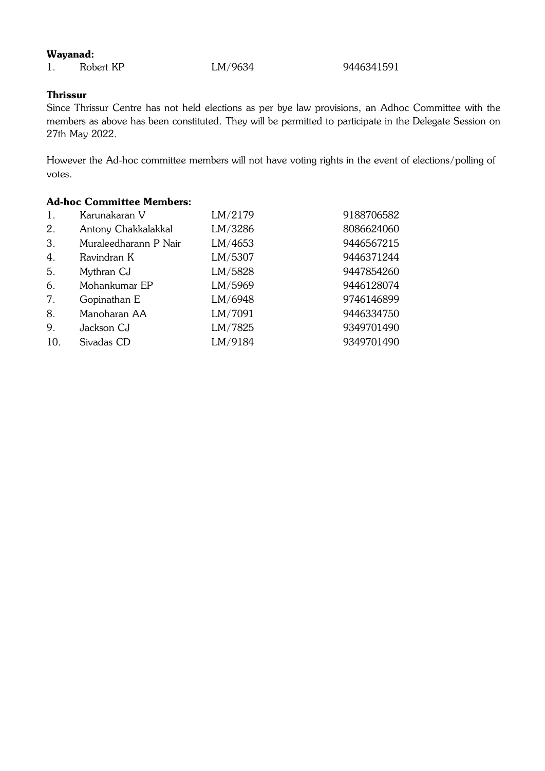**Wayanad:**

| | | | |
|---|---|---|---|
| 1. | Robert KP | LM/9634 | 9446341591 |

**Thrissur**

Since Thrissur Centre has not held elections as per bye law provisions, an Adhoc Committee with the members as above has been constituted. They will be permitted to participate in the Delegate Session on 27th May 2022.

However the Ad-hoc committee members will not have voting rights in the event of elections/polling of votes.

**Ad-hoc Committee Members:**

| | | | |
|---|---|---|---|
| 1. | Karunakaran V | LM/2179 | 9188706582 |
| 2. | Antony Chakkalakkal | LM/3286 | 8086624060 |
| 3. | Muraleedharann P Nair | LM/4653 | 9446567215 |
| 4. | Ravindran K | LM/5307 | 9446371244 |
| 5. | Mythran CJ | LM/5828 | 9447854260 |
| 6. | Mohankumar EP | LM/5969 | 9446128074 |
| 7. | Gopinathan E | LM/6948 | 9746146899 |
| 8. | Manoharan AA | LM/7091 | 9446334750 |
| 9. | Jackson CJ | LM/7825 | 9349701490 |
| 10. | Sivadas CD | LM/9184 | 9349701490 |